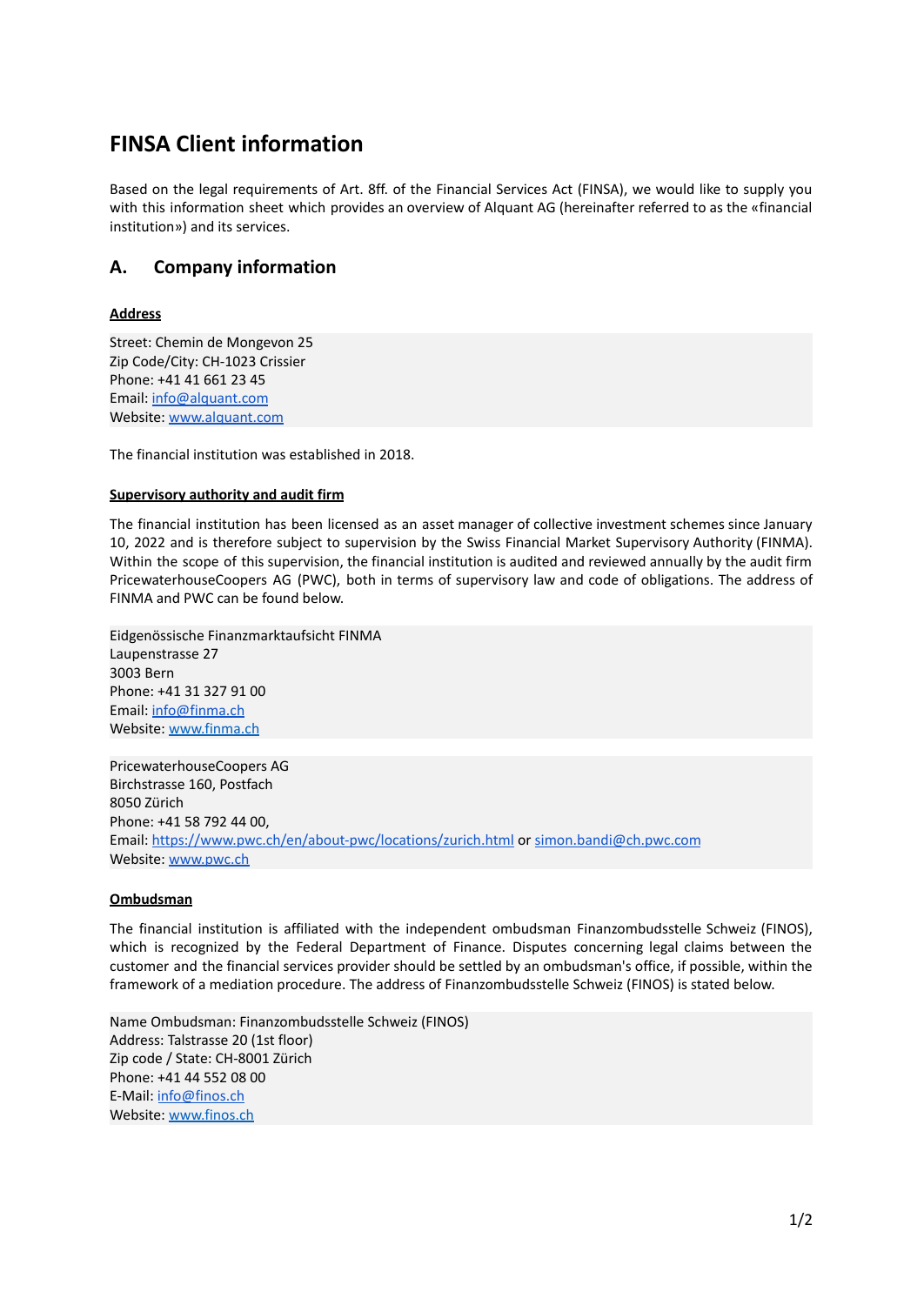# FINSA Client information

Based on the legal requirements of Art. 8ff. of the Financial Services Act (FINSA), we would like to supply you with this information sheet which provides an overview of Alquant AG (hereinafter referred to as the «financial institution») and its services.

## A. Company information

### Address

Street: Chemin de Mongevon 25
Zip Code/City: CH-1023 Crissier
Phone: +41 41 661 23 45
Email: info@alquant.com
Website: www.alquant.com

The financial institution was established in 2018.

### Supervisory authority and audit firm

The financial institution has been licensed as an asset manager of collective investment schemes since January 10, 2022 and is therefore subject to supervision by the Swiss Financial Market Supervisory Authority (FINMA). Within the scope of this supervision, the financial institution is audited and reviewed annually by the audit firm PricewaterhouseCoopers AG (PWC), both in terms of supervisory law and code of obligations. The address of FINMA and PWC can be found below.

Eidgenössische Finanzmarktaufsicht FINMA
Laupenstrasse 27
3003 Bern
Phone: +41 31 327 91 00
Email: info@finma.ch
Website: www.finma.ch

PricewaterhouseCoopers AG
Birchstrasse 160, Postfach
8050 Zürich
Phone: +41 58 792 44 00,
Email: https://www.pwc.ch/en/about-pwc/locations/zurich.html or simon.bandi@ch.pwc.com
Website: www.pwc.ch

### Ombudsman

The financial institution is affiliated with the independent ombudsman Finanzombudsstelle Schweiz (FINOS), which is recognized by the Federal Department of Finance. Disputes concerning legal claims between the customer and the financial services provider should be settled by an ombudsman's office, if possible, within the framework of a mediation procedure. The address of Finanzombudsstelle Schweiz (FINOS) is stated below.

Name Ombudsman: Finanzombudsstelle Schweiz (FINOS)
Address: Talstrasse 20 (1st floor)
Zip code / State: CH-8001 Zürich
Phone: +41 44 552 08 00
E-Mail: info@finos.ch
Website: www.finos.ch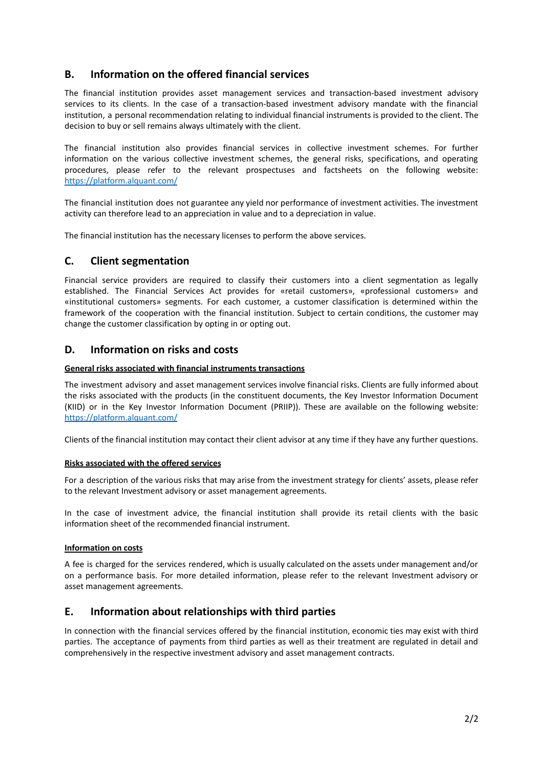## B. Information on the offered financial services

The financial institution provides asset management services and transaction-based investment advisory services to its clients. In the case of a transaction-based investment advisory mandate with the financial institution, a personal recommendation relating to individual financial instruments is provided to the client. The decision to buy or sell remains always ultimately with the client.

The financial institution also provides financial services in collective investment schemes. For further information on the various collective investment schemes, the general risks, specifications, and operating procedures, please refer to the relevant prospectuses and factsheets on the following website: https://platform.alquant.com/

The financial institution does not guarantee any yield nor performance of investment activities. The investment activity can therefore lead to an appreciation in value and to a depreciation in value.

The financial institution has the necessary licenses to perform the above services.

## C. Client segmentation

Financial service providers are required to classify their customers into a client segmentation as legally established. The Financial Services Act provides for «retail customers», «professional customers» and «institutional customers» segments. For each customer, a customer classification is determined within the framework of the cooperation with the financial institution. Subject to certain conditions, the customer may change the customer classification by opting in or opting out.

## D. Information on risks and costs

**General risks associated with financial instruments transactions**

The investment advisory and asset management services involve financial risks. Clients are fully informed about the risks associated with the products (in the constituent documents, the Key Investor Information Document (KIID) or in the Key Investor Information Document (PRIIP)). These are available on the following website: https://platform.alquant.com/

Clients of the financial institution may contact their client advisor at any time if they have any further questions.

**Risks associated with the offered services**

For a description of the various risks that may arise from the investment strategy for clients' assets, please refer to the relevant Investment advisory or asset management agreements.

In the case of investment advice, the financial institution shall provide its retail clients with the basic information sheet of the recommended financial instrument.

**Information on costs**

A fee is charged for the services rendered, which is usually calculated on the assets under management and/or on a performance basis. For more detailed information, please refer to the relevant Investment advisory or asset management agreements.

## E. Information about relationships with third parties

In connection with the financial services offered by the financial institution, economic ties may exist with third parties. The acceptance of payments from third parties as well as their treatment are regulated in detail and comprehensively in the respective investment advisory and asset management contracts.